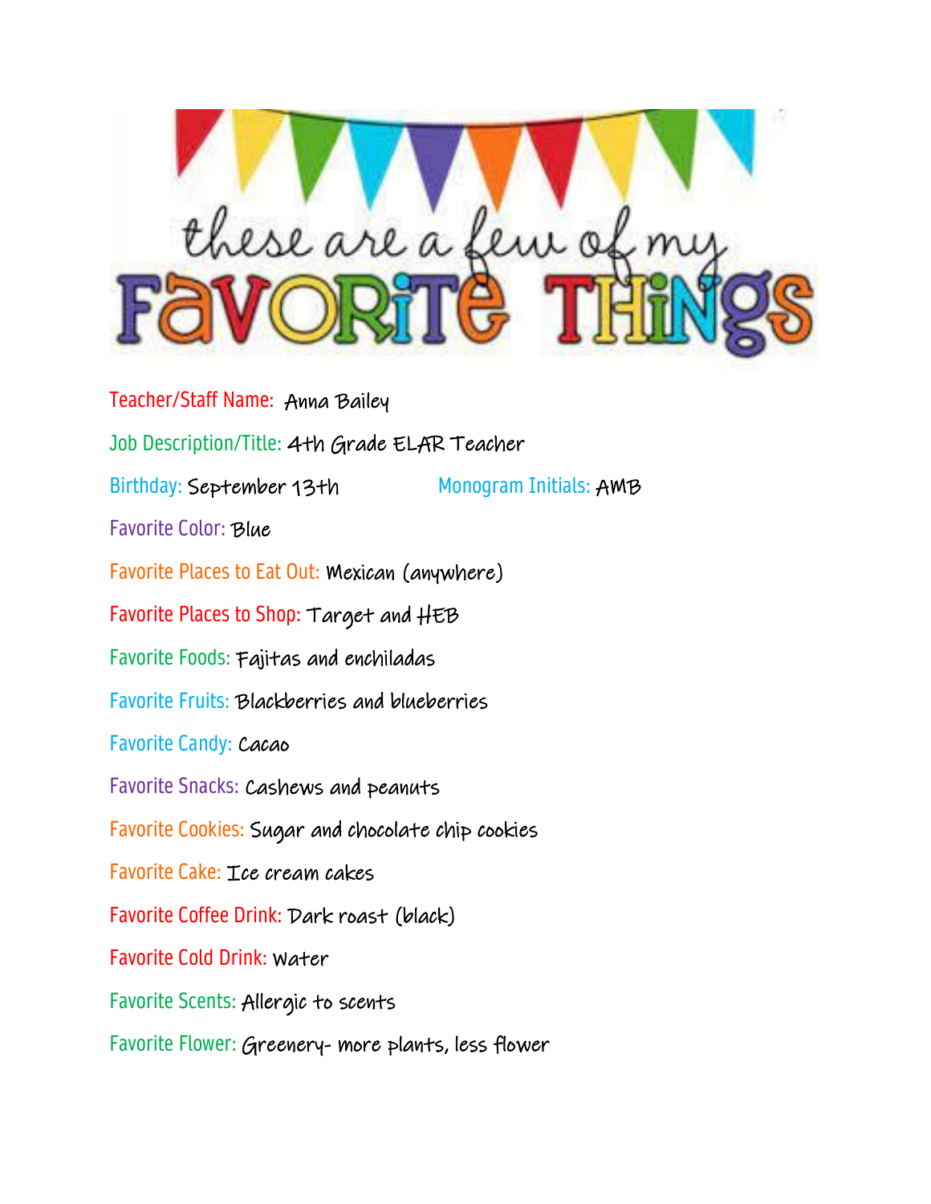# these are a few of my FAVORITE THINGS

Teacher/Staff Name: Anna Bailey

Job Description/Title: 4th Grade ELAR Teacher

Birthday: September 13th Monogram Initials: AMB

Favorite Color: Blue

Favorite Places to Eat Out: Mexican (anywhere)

Favorite Places to Shop: Target and HEB

Favorite Foods: Fajitas and enchiladas

Favorite Fruits: Blackberries and blueberries

Favorite Candy: Cacao

Favorite Snacks: Cashews and peanuts

Favorite Cookies: Sugar and chocolate chip cookies

Favorite Cake: Ice cream cakes

Favorite Coffee Drink: Dark roast (black)

Favorite Cold Drink: Water

Favorite Scents: Allergic to scents

Favorite Flower: Greenery- more plants, less flower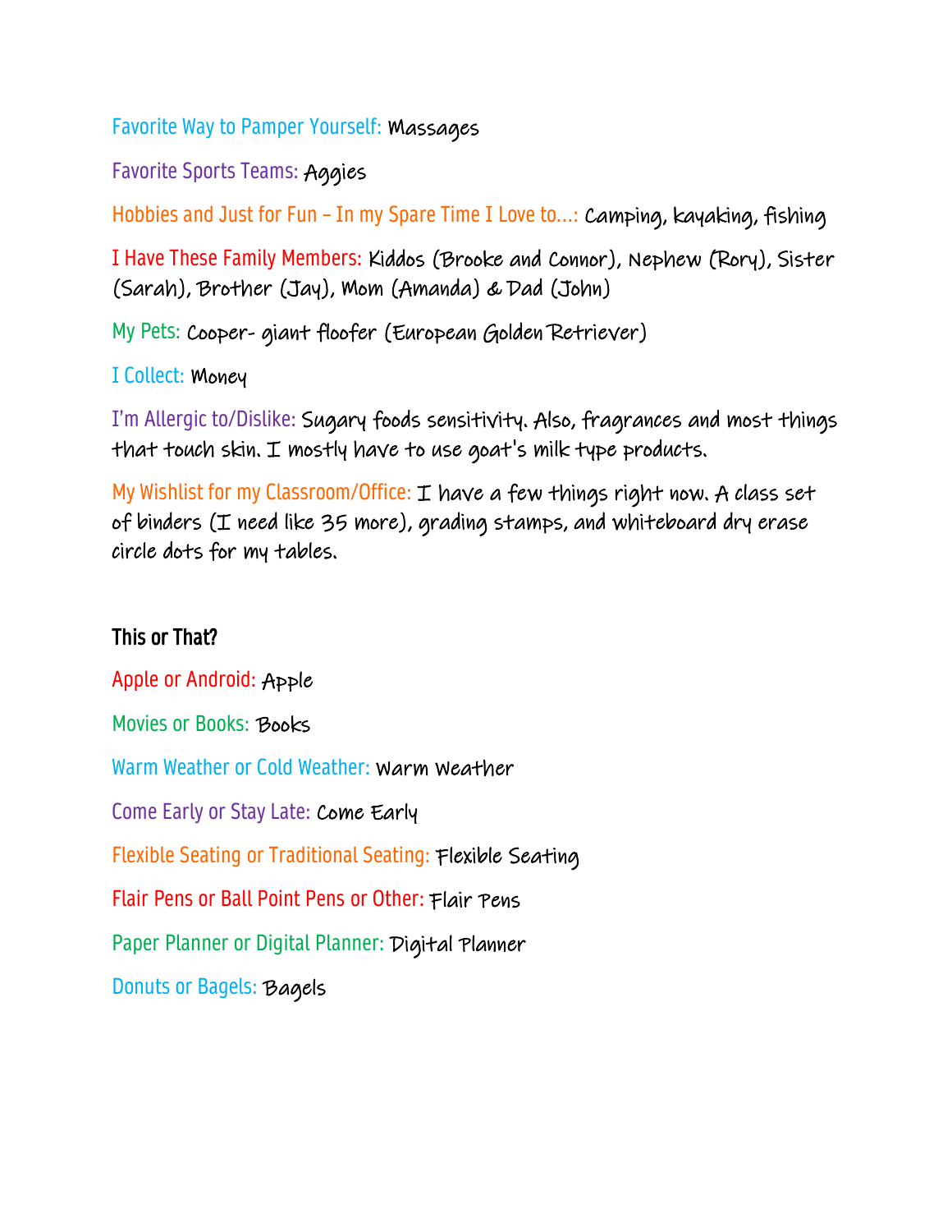Favorite Way to Pamper Yourself: Massages

Favorite Sports Teams: Aggies

Hobbies and Just for Fun – In my Spare Time I Love to…: Camping, kayaking, fishing

I Have These Family Members: Kiddos (Brooke and Connor), Nephew (Rory), Sister (Sarah), Brother (Jay), Mom (Amanda) & Dad (John)

My Pets: Cooper- giant floofer (European Golden Retriever)

I Collect: Money

I'm Allergic to/Dislike: Sugary foods sensitivity. Also, fragrances and most things that touch skin. I mostly have to use goat's milk type products.

My Wishlist for my Classroom/Office: I have a few things right now. A class set of binders (I need like 35 more), grading stamps, and whiteboard dry erase circle dots for my tables.

**This or That?**

Apple or Android: Apple

Movies or Books: Books

Warm Weather or Cold Weather: Warm Weather

Come Early or Stay Late: Come Early

Flexible Seating or Traditional Seating: Flexible Seating

Flair Pens or Ball Point Pens or Other: Flair Pens

Paper Planner or Digital Planner: Digital Planner

Donuts or Bagels: Bagels